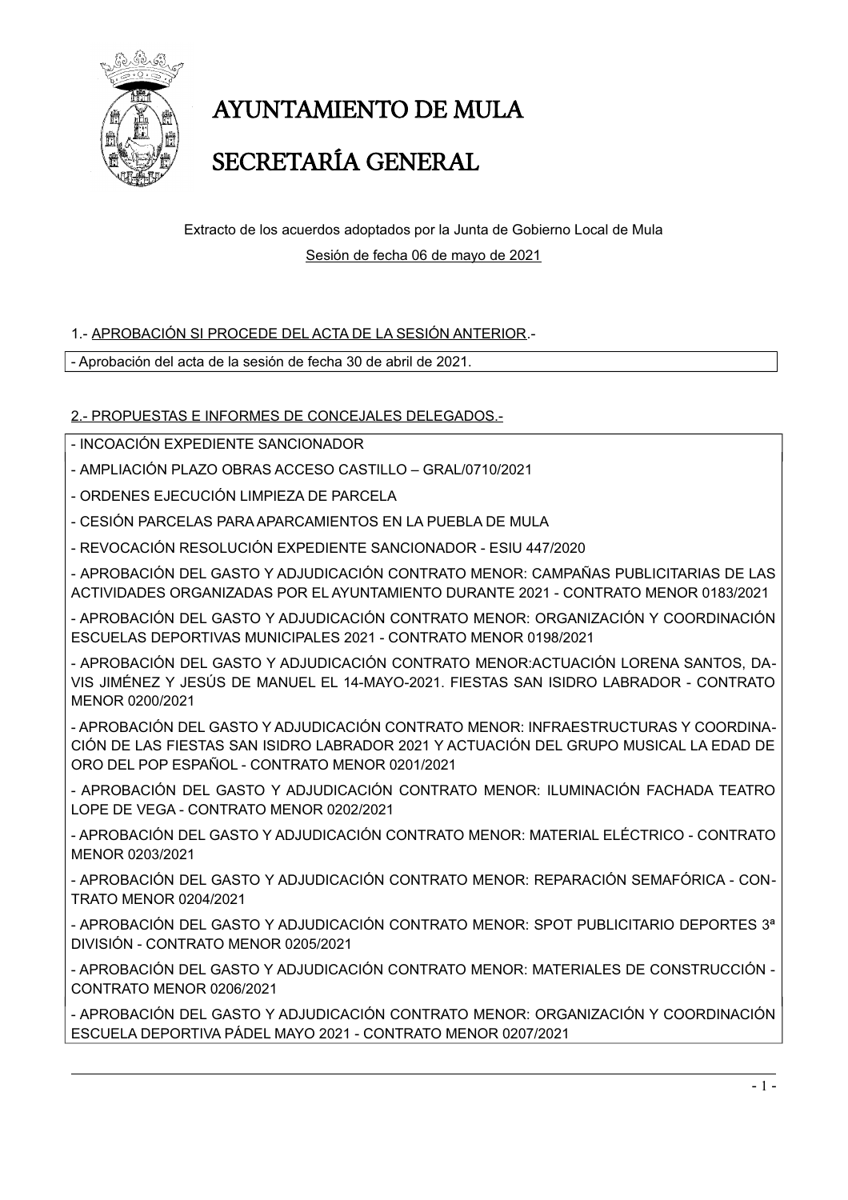# AYUNTAMIENTO DE MULA

# SECRETARÍA GENERAL

Extracto de los acuerdos adoptados por la Junta de Gobierno Local de Mula

Sesión de fecha 06 de mayo de 2021

1.- APROBACIÓN SI PROCEDE DEL ACTA DE LA SESIÓN ANTERIOR.-

- Aprobación del acta de la sesión de fecha 30 de abril de 2021.

2.- PROPUESTAS E INFORMES DE CONCEJALES DELEGADOS.-

- INCOACIÓN EXPEDIENTE SANCIONADOR
- AMPLIACIÓN PLAZO OBRAS ACCESO CASTILLO – GRAL/0710/2021
- ORDENES EJECUCIÓN LIMPIEZA DE PARCELA
- CESIÓN PARCELAS PARA APARCAMIENTOS EN LA PUEBLA DE MULA
- REVOCACIÓN RESOLUCIÓN EXPEDIENTE SANCIONADOR - ESIU 447/2020
- APROBACIÓN DEL GASTO Y ADJUDICACIÓN CONTRATO MENOR: CAMPAÑAS PUBLICITARIAS DE LAS ACTIVIDADES ORGANIZADAS POR EL AYUNTAMIENTO DURANTE 2021 - CONTRATO MENOR 0183/2021
- APROBACIÓN DEL GASTO Y ADJUDICACIÓN CONTRATO MENOR: ORGANIZACIÓN Y COORDINACIÓN ESCUELAS DEPORTIVAS MUNICIPALES 2021 - CONTRATO MENOR 0198/2021
- APROBACIÓN DEL GASTO Y ADJUDICACIÓN CONTRATO MENOR:ACTUACIÓN LORENA SANTOS, DAVIS JIMÉNEZ Y JESÚS DE MANUEL EL 14-MAYO-2021. FIESTAS SAN ISIDRO LABRADOR - CONTRATO MENOR 0200/2021
- APROBACIÓN DEL GASTO Y ADJUDICACIÓN CONTRATO MENOR: INFRAESTRUCTURAS Y COORDINACIÓN DE LAS FIESTAS SAN ISIDRO LABRADOR 2021 Y ACTUACIÓN DEL GRUPO MUSICAL LA EDAD DE ORO DEL POP ESPAÑOL - CONTRATO MENOR 0201/2021
- APROBACIÓN DEL GASTO Y ADJUDICACIÓN CONTRATO MENOR: ILUMINACIÓN FACHADA TEATRO LOPE DE VEGA - CONTRATO MENOR 0202/2021
- APROBACIÓN DEL GASTO Y ADJUDICACIÓN CONTRATO MENOR: MATERIAL ELÉCTRICO - CONTRATO MENOR 0203/2021
- APROBACIÓN DEL GASTO Y ADJUDICACIÓN CONTRATO MENOR: REPARACIÓN SEMAFÓRICA - CONTRATO MENOR 0204/2021
- APROBACIÓN DEL GASTO Y ADJUDICACIÓN CONTRATO MENOR: SPOT PUBLICITARIO DEPORTES 3ª DIVISIÓN - CONTRATO MENOR 0205/2021
- APROBACIÓN DEL GASTO Y ADJUDICACIÓN CONTRATO MENOR: MATERIALES DE CONSTRUCCIÓN - CONTRATO MENOR 0206/2021
- APROBACIÓN DEL GASTO Y ADJUDICACIÓN CONTRATO MENOR: ORGANIZACIÓN Y COORDINACIÓN ESCUELA DEPORTIVA PÁDEL MAYO 2021 - CONTRATO MENOR 0207/2021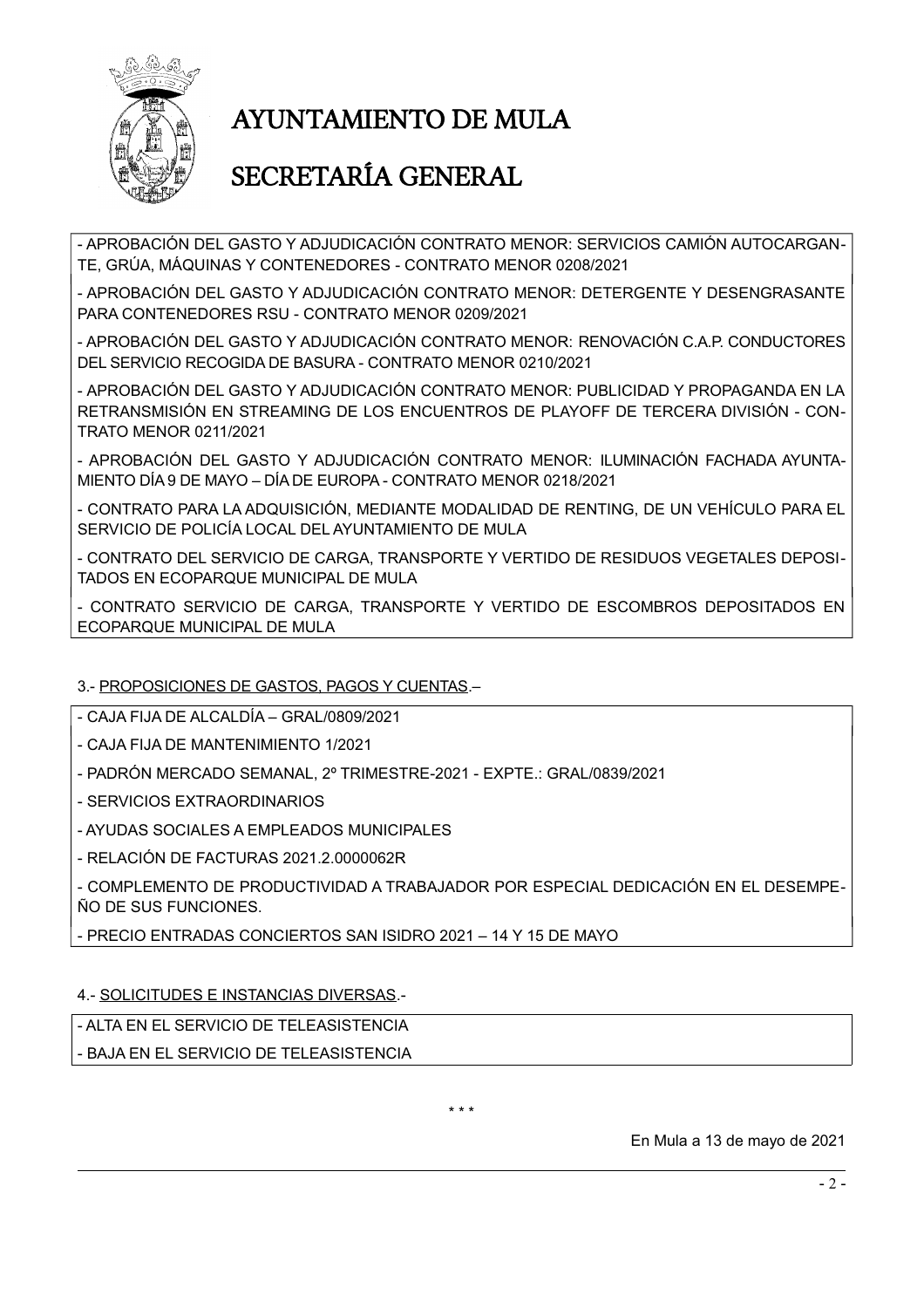- APROBACIÓN DEL GASTO Y ADJUDICACIÓN CONTRATO MENOR: SERVICIOS CAMIÓN AUTOCARGANTE, GRÚA, MÁQUINAS Y CONTENEDORES - CONTRATO MENOR 0208/2021

- APROBACIÓN DEL GASTO Y ADJUDICACIÓN CONTRATO MENOR: DETERGENTE Y DESENGRASANTE PARA CONTENEDORES RSU - CONTRATO MENOR 0209/2021

- APROBACIÓN DEL GASTO Y ADJUDICACIÓN CONTRATO MENOR: RENOVACIÓN C.A.P. CONDUCTORES DEL SERVICIO RECOGIDA DE BASURA - CONTRATO MENOR 0210/2021

- APROBACIÓN DEL GASTO Y ADJUDICACIÓN CONTRATO MENOR: PUBLICIDAD Y PROPAGANDA EN LA RETRANSMISIÓN EN STREAMING DE LOS ENCUENTROS DE PLAYOFF DE TERCERA DIVISIÓN - CONTRATO MENOR 0211/2021

- APROBACIÓN DEL GASTO Y ADJUDICACIÓN CONTRATO MENOR: ILUMINACIÓN FACHADA AYUNTAMIENTO DÍA 9 DE MAYO – DÍA DE EUROPA - CONTRATO MENOR 0218/2021

- CONTRATO PARA LA ADQUISICIÓN, MEDIANTE MODALIDAD DE RENTING, DE UN VEHÍCULO PARA EL SERVICIO DE POLICÍA LOCAL DEL AYUNTAMIENTO DE MULA

- CONTRATO DEL SERVICIO DE CARGA, TRANSPORTE Y VERTIDO DE RESIDUOS VEGETALES DEPOSITADOS EN ECOPARQUE MUNICIPAL DE MULA

- CONTRATO SERVICIO DE CARGA, TRANSPORTE Y VERTIDO DE ESCOMBROS DEPOSITADOS EN ECOPARQUE MUNICIPAL DE MULA

3.- PROPOSICIONES DE GASTOS, PAGOS Y CUENTAS.–

- CAJA FIJA DE ALCALDÍA – GRAL/0809/2021

- CAJA FIJA DE MANTENIMIENTO 1/2021

- PADRÓN MERCADO SEMANAL, 2º TRIMESTRE-2021 - EXPTE.: GRAL/0839/2021

- SERVICIOS EXTRAORDINARIOS

- AYUDAS SOCIALES A EMPLEADOS MUNICIPALES

- RELACIÓN DE FACTURAS 2021.2.0000062R

- COMPLEMENTO DE PRODUCTIVIDAD A TRABAJADOR POR ESPECIAL DEDICACIÓN EN EL DESEMPEÑO DE SUS FUNCIONES.

- PRECIO ENTRADAS CONCIERTOS SAN ISIDRO 2021 – 14 Y 15 DE MAYO

4.- SOLICITUDES E INSTANCIAS DIVERSAS.-

- ALTA EN EL SERVICIO DE TELEASISTENCIA

- BAJA EN EL SERVICIO DE TELEASISTENCIA

\* \* \*

En Mula a 13 de mayo de 2021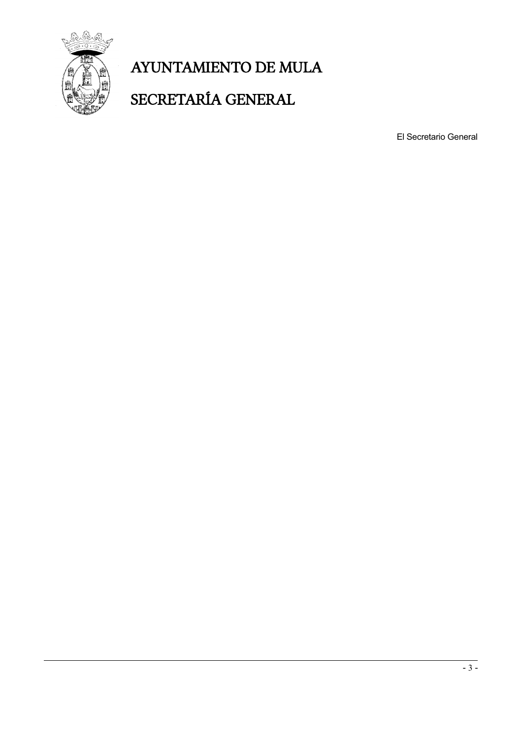El Secretario General